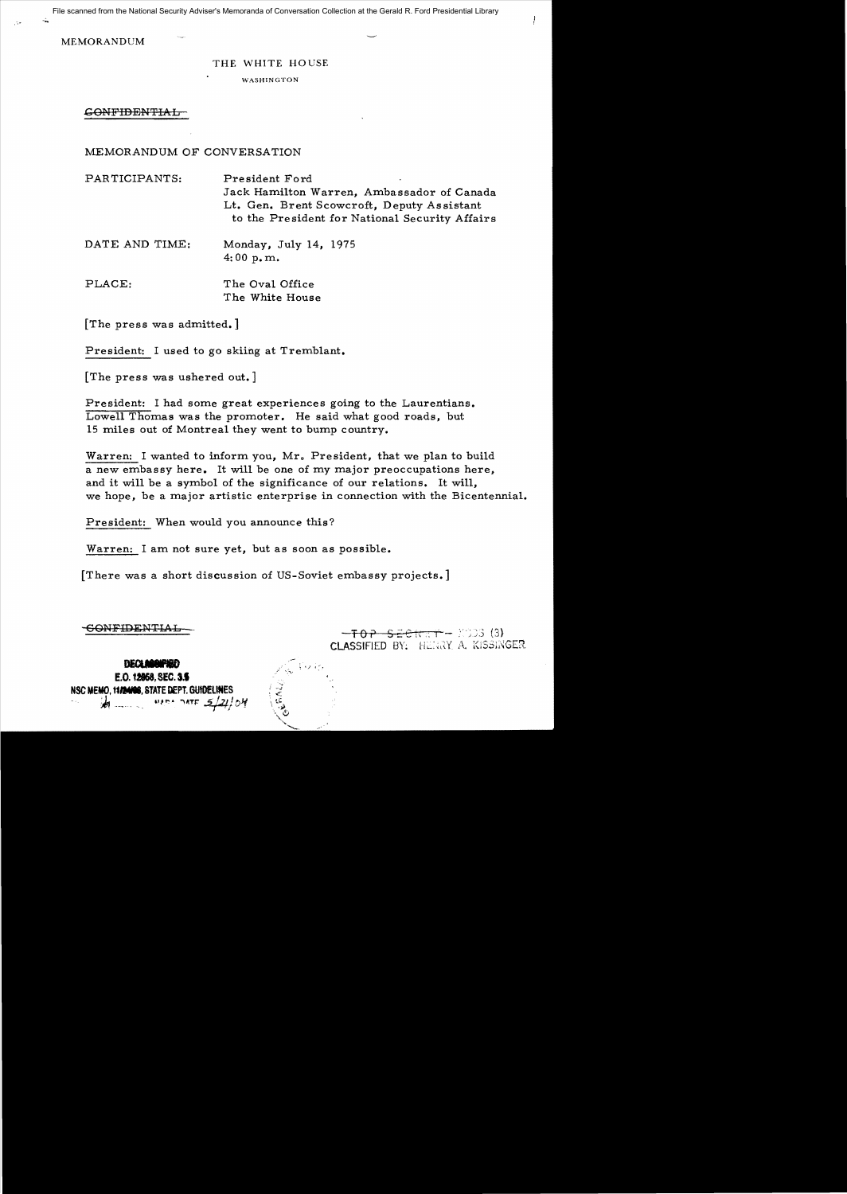File scanned from the National Security Adviser's Memoranda of Conversation Collection at the Gerald R. Ford Presidential Library

MEMORANDUM

THE WHITE HOUSE

WASHINGTON

~~CONFIDENTIAL~~

MEMORANDUM OF CONVERSATION

| | |
|---|---|
| PARTICIPANTS: | President Ford<br>Jack Hamilton Warren, Ambassador of Canada<br>Lt. Gen. Brent Scowcroft, Deputy Assistant to the President for National Security Affairs |
| DATE AND TIME: | Monday, July 14, 1975<br>4:00 p.m. |
| PLACE: | The Oval Office<br>The White House |

[The press was admitted.]

President: I used to go skiing at Tremblant.

[The press was ushered out.]

President: I had some great experiences going to the Laurentians. Lowell Thomas was the promoter. He said what good roads, but 15 miles out of Montreal they went to bump country.

Warren: I wanted to inform you, Mr. President, that we plan to build a new embassy here. It will be one of my major preoccupations here, and it will be a symbol of the significance of our relations. It will, we hope, be a major artistic enterprise in connection with the Bicentennial.

President: When would you announce this?

Warren: I am not sure yet, but as soon as possible.

[There was a short discussion of US-Soviet embassy projects.]

~~CONFIDENTIAL~~

~~TOP SECRET~~ (3)
CLASSIFIED BY: HENRY A. KISSINGER

DECLASSIFIED
E.O. 12958, SEC. 3.5
NSC MEMO, 11/24/98, STATE DEPT. GUIDELINES
NARA, DATE 5/21/04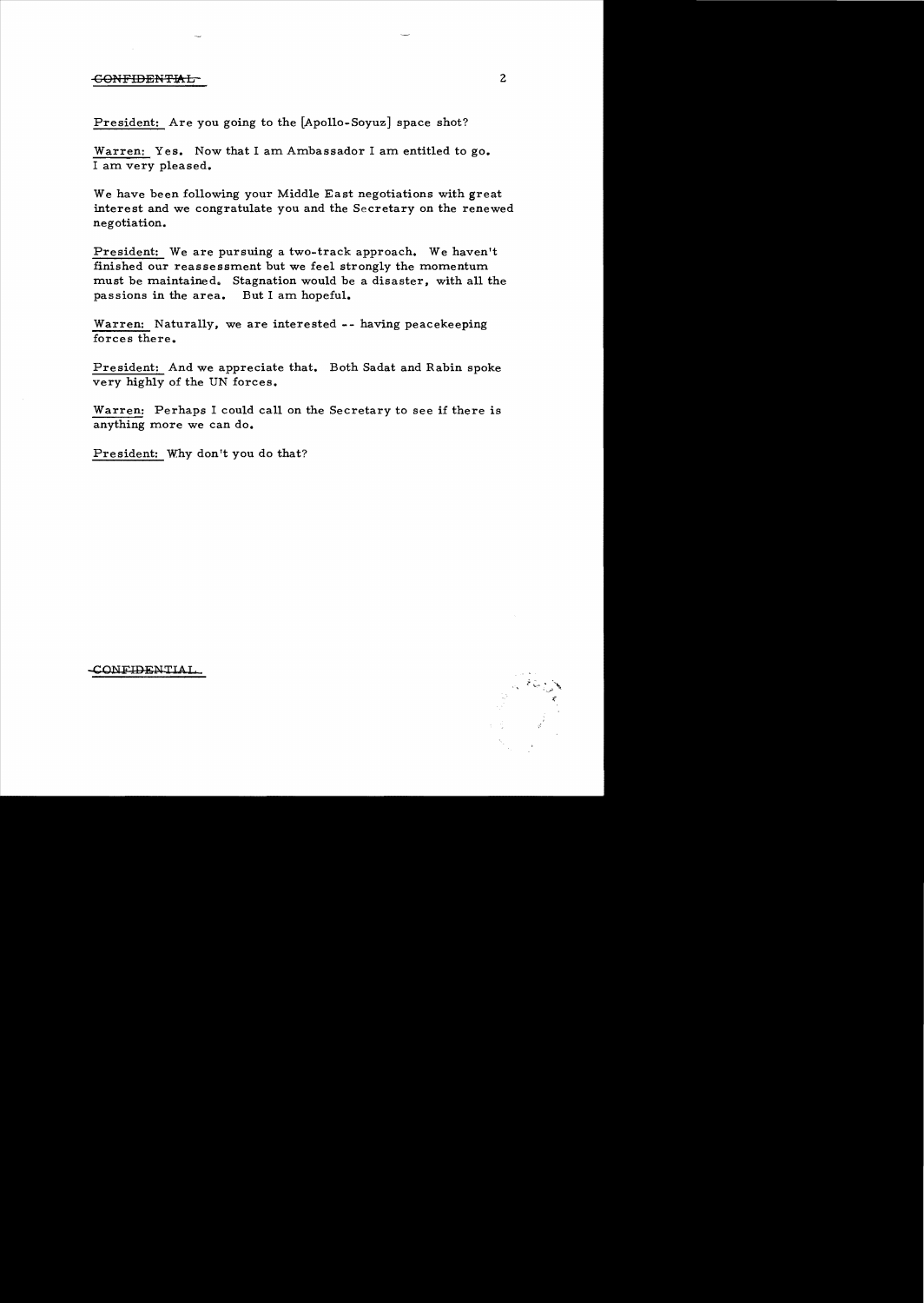President: Are you going to the [Apollo-Soyuz] space shot?

Warren: Yes. Now that I am Ambassador I am entitled to go. I am very pleased.

We have been following your Middle East negotiations with great interest and we congratulate you and the Secretary on the renewed negotiation.

President: We are pursuing a two-track approach. We haven't finished our reassessment but we feel strongly the momentum must be maintained. Stagnation would be a disaster, with all the passions in the area. But I am hopeful.

Warren: Naturally, we are interested -- having peacekeeping forces there.

President: And we appreciate that. Both Sadat and Rabin spoke very highly of the UN forces.

Warren: Perhaps I could call on the Secretary to see if there is anything more we can do.

President: Why don't you do that?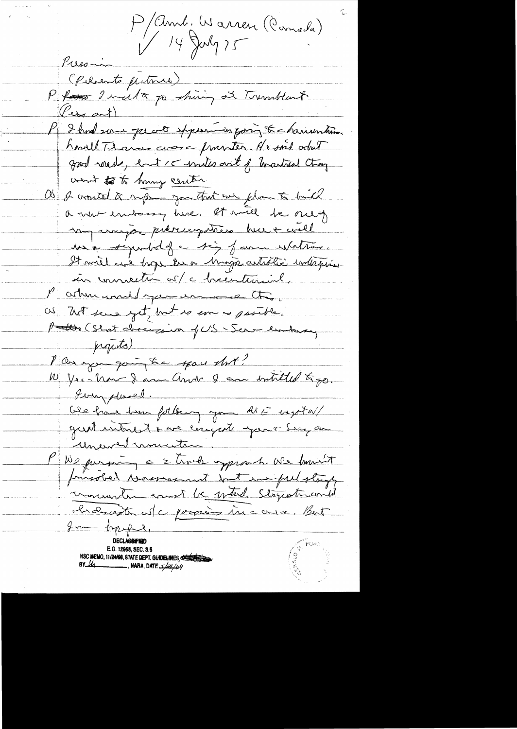P/Amb. Warren (Canada)
✓ 14 July 75

Press in

(Presents picture)

P ~~[struck]~~ I used to go skiing at Tremblant

(Press out)

P I had some great experiences going to Laurentians. Lowell Thomas was a promoter. He said what good weather, but 15 miles out of Montreal they went to to hungry center

W I wanted to inform you that we plan to build a new embassy here. It will be one of my major preoccupations here & will be a symbol of a sig. fam. relations. It will also hope be a major artistic enterprise in connection w/ the bicentennial.

P When would you announce this.

W Not sure yet, but as soon as possible.

P ~~[struck]~~ (Short discussion of US-Sov embassy projects)

P Are you going to space shot?

W Yes – now I am Amb I am entitled to go. Very pleased.

We have been following your ALE negot w/ great interest & we congratulate you & Sec on renewed momentum.

P We pursuing a 2 track approach. We haven't finished assessment but we feel strongly momentum must be revived. Stagnation would be disaster w/ the pressures in the area. But I am hopeful.

DECLASSIFIED
E.O. 12958, SEC. 3.5
NSC MEMO, 11/24/98, STATE DEPT. GUIDELINES
BY ___ , NARA, DATE 5/21/04